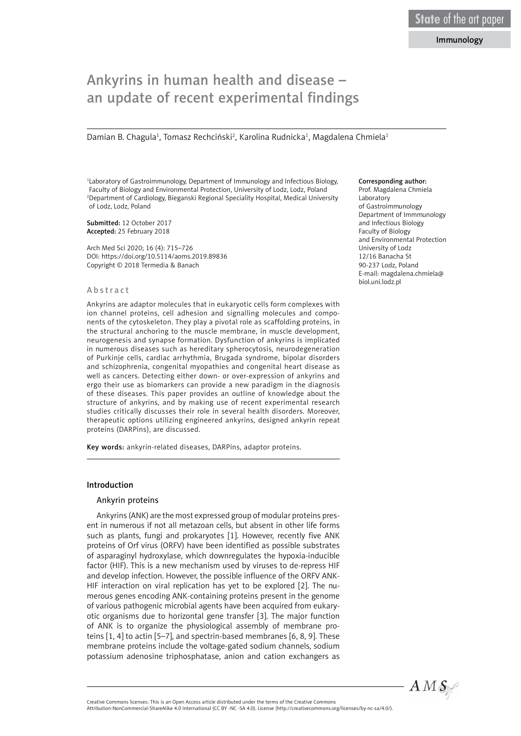State of the art paper

Immunology

# Ankyrins in human health and disease – an update of recent experimental findings

Damian B. Chagula[1], Tomasz Rechciński[2], Karolina Rudnicka[1], Magdalena Chmiela[1]

[1]Laboratory of Gastroimmunology, Department of Immunology and Infectious Biology, Faculty of Biology and Environmental Protection, University of Lodz, Lodz, Poland
[2]Department of Cardiology, Bieganski Regional Speciality Hospital, Medical University of Lodz, Lodz, Poland

**Submitted:** 12 October 2017
**Accepted:** 25 February 2018

Arch Med Sci 2020; 16 (4): 715–726
DOI: https://doi.org/10.5114/aoms.2019.89836
Copyright © 2018 Termedia & Banach

**Corresponding author:**
Prof. Magdalena Chmiela
Laboratory of Gastroimmunology
Department of Immmunology and Infectious Biology
Faculty of Biology and Environmental Protection
University of Lodz
12/16 Banacha St
90-237 Lodz, Poland
E-mail: magdalena.chmiela@biol.uni.lodz.pl

## Abstract

Ankyrins are adaptor molecules that in eukaryotic cells form complexes with ion channel proteins, cell adhesion and signalling molecules and components of the cytoskeleton. They play a pivotal role as scaffolding proteins, in the structural anchoring to the muscle membrane, in muscle development, neurogenesis and synapse formation. Dysfunction of ankyrins is implicated in numerous diseases such as hereditary spherocytosis, neurodegeneration of Purkinje cells, cardiac arrhythmia, Brugada syndrome, bipolar disorders and schizophrenia, congenital myopathies and congenital heart disease as well as cancers. Detecting either down- or over-expression of ankyrins and ergo their use as biomarkers can provide a new paradigm in the diagnosis of these diseases. This paper provides an outline of knowledge about the structure of ankyrins, and by making use of recent experimental research studies critically discusses their role in several health disorders. Moreover, therapeutic options utilizing engineered ankyrins, designed ankyrin repeat proteins (DARPins), are discussed.

**Key words:** ankyrin-related diseases, DARPins, adaptor proteins.

## Introduction

### Ankyrin proteins

Ankyrins (ANK) are the most expressed group of modular proteins present in numerous if not all metazoan cells, but absent in other life forms such as plants, fungi and prokaryotes [1]. However, recently five ANK proteins of Orf virus (ORFV) have been identified as possible substrates of asparaginyl hydroxylase, which downregulates the hypoxia-inducible factor (HIF). This is a new mechanism used by viruses to de-repress HIF and develop infection. However, the possible influence of the ORFV ANK-HIF interaction on viral replication has yet to be explored [2]. The numerous genes encoding ANK-containing proteins present in the genome of various pathogenic microbial agents have been acquired from eukaryotic organisms due to horizontal gene transfer [3]. The major function of ANK is to organize the physiological assembly of membrane proteins [1, 4] to actin [5–7], and spectrin-based membranes [6, 8, 9]. These membrane proteins include the voltage-gated sodium channels, sodium potassium adenosine triphosphatase, anion and cation exchangers as

Creative Commons licenses: This is an Open Access article distributed under the terms of the Creative Commons Attribution-NonCommercial-ShareAlike 4.0 International (CC BY -NC -SA 4.0). License (http://creativecommons.org/licenses/by-nc-sa/4.0/).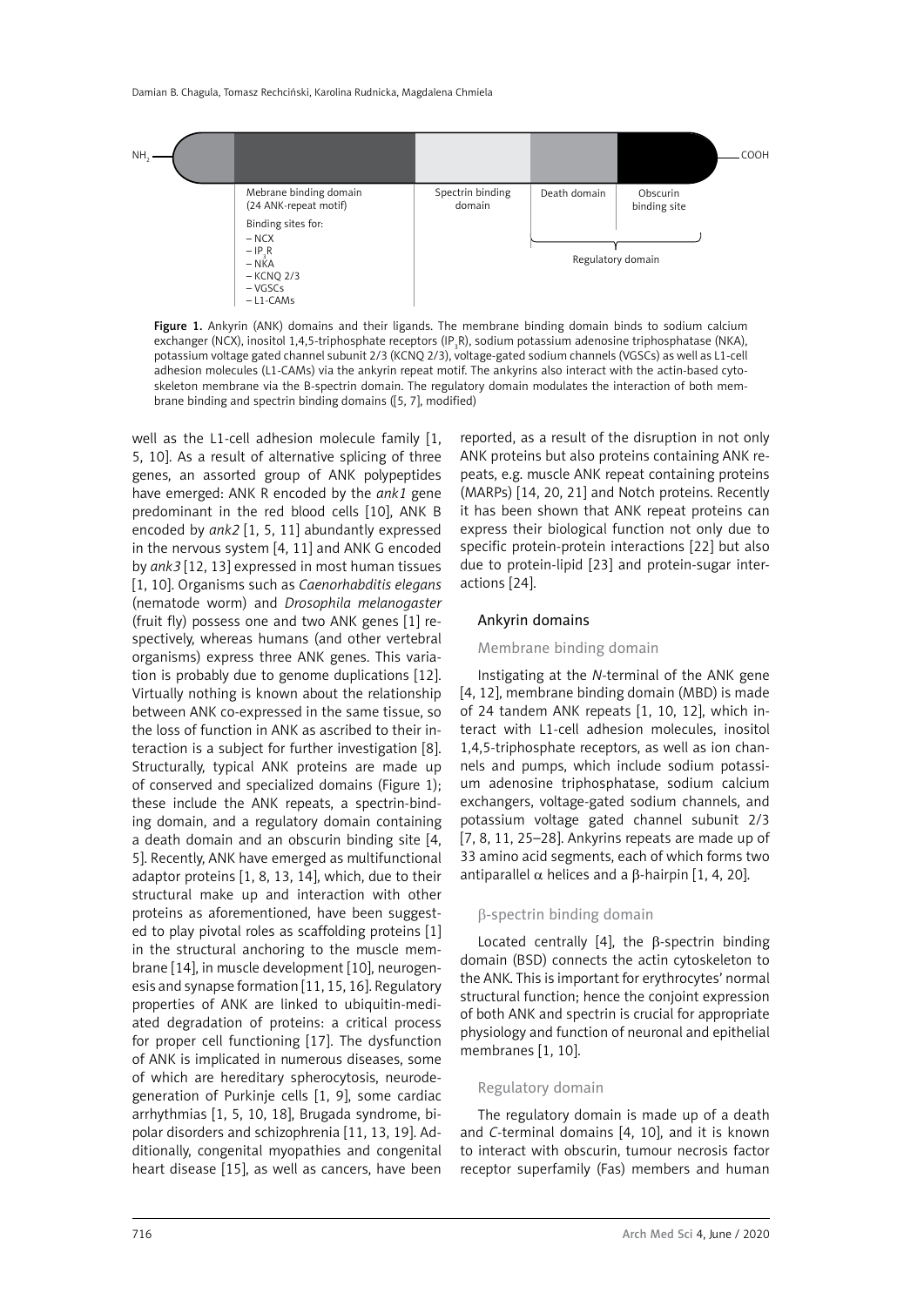NH$_2$ — Mebrane binding domain (24 ANK-repeat motif) | Spectrin binding domain | Death domain | Obscurin binding site — COOH

Binding sites for:
- NCX
- IP$_3$R
- NKA
- KCNQ 2/3
- VGSCs
- L1-CAMs

Regulatory domain

**Figure 1.** Ankyrin (ANK) domains and their ligands. The membrane binding domain binds to sodium calcium exchanger (NCX), inositol 1,4,5-triphosphate receptors (IP$_3$R), sodium potassium adenosine triphosphatase (NKA), potassium voltage gated channel subunit 2/3 (KCNQ 2/3), voltage-gated sodium channels (VGSCs) as well as L1-cell adhesion molecules (L1-CAMs) via the ankyrin repeat motif. The ankyrins also interact with the actin-based cytoskeleton membrane via the B-spectrin domain. The regulatory domain modulates the interaction of both membrane binding and spectrin binding domains ([5, 7], modified)

well as the L1-cell adhesion molecule family [1, 5, 10]. As a result of alternative splicing of three genes, an assorted group of ANK polypeptides have emerged: ANK R encoded by the *ank1* gene predominant in the red blood cells [10], ANK B encoded by *ank2* [1, 5, 11] abundantly expressed in the nervous system [4, 11] and ANK G encoded by *ank3* [12, 13] expressed in most human tissues [1, 10]. Organisms such as *Caenorhabditis elegans* (nematode worm) and *Drosophila melanogaster* (fruit fly) possess one and two ANK genes [1] respectively, whereas humans (and other vertebral organisms) express three ANK genes. This variation is probably due to genome duplications [12]. Virtually nothing is known about the relationship between ANK co-expressed in the same tissue, so the loss of function in ANK as ascribed to their interaction is a subject for further investigation [8]. Structurally, typical ANK proteins are made up of conserved and specialized domains (Figure 1); these include the ANK repeats, a spectrin-binding domain, and a regulatory domain containing a death domain and an obscurin binding site [4, 5]. Recently, ANK have emerged as multifunctional adaptor proteins [1, 8, 13, 14], which, due to their structural make up and interaction with other proteins as aforementioned, have been suggested to play pivotal roles as scaffolding proteins [1] in the structural anchoring to the muscle membrane [14], in muscle development [10], neurogenesis and synapse formation [11, 15, 16]. Regulatory properties of ANK are linked to ubiquitin-mediated degradation of proteins: a critical process for proper cell functioning [17]. The dysfunction of ANK is implicated in numerous diseases, some of which are hereditary spherocytosis, neurodegeneration of Purkinje cells [1, 9], some cardiac arrhythmias [1, 5, 10, 18], Brugada syndrome, bipolar disorders and schizophrenia [11, 13, 19]. Additionally, congenital myopathies and congenital heart disease [15], as well as cancers, have been reported, as a result of the disruption in not only ANK proteins but also proteins containing ANK repeats, e.g. muscle ANK repeat containing proteins (MARPs) [14, 20, 21] and Notch proteins. Recently it has been shown that ANK repeat proteins can express their biological function not only due to specific protein-protein interactions [22] but also due to protein-lipid [23] and protein-sugar interactions [24].

## Ankyrin domains

### Membrane binding domain

Instigating at the *N*-terminal of the ANK gene [4, 12], membrane binding domain (MBD) is made of 24 tandem ANK repeats [1, 10, 12], which interact with L1-cell adhesion molecules, inositol 1,4,5-triphosphate receptors, as well as ion channels and pumps, which include sodium potassium adenosine triphosphatase, sodium calcium exchangers, voltage-gated sodium channels, and potassium voltage gated channel subunit 2/3 [7, 8, 11, 25–28]. Ankyrins repeats are made up of 33 amino acid segments, each of which forms two antiparallel α helices and a β-hairpin [1, 4, 20].

### β-spectrin binding domain

Located centrally [4], the β-spectrin binding domain (BSD) connects the actin cytoskeleton to the ANK. This is important for erythrocytes' normal structural function; hence the conjoint expression of both ANK and spectrin is crucial for appropriate physiology and function of neuronal and epithelial membranes [1, 10].

### Regulatory domain

The regulatory domain is made up of a death and *C*-terminal domains [4, 10], and it is known to interact with obscurin, tumour necrosis factor receptor superfamily (Fas) members and human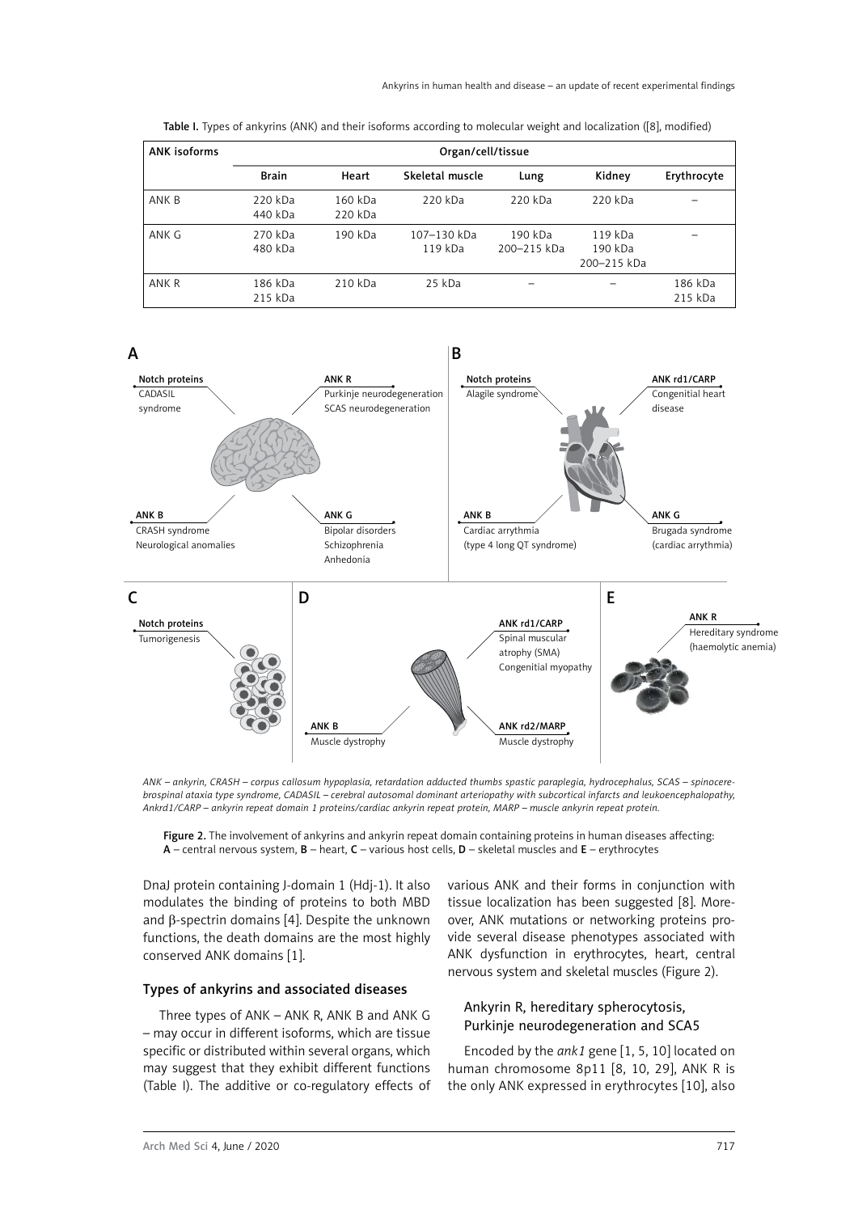Table I. Types of ankyrins (ANK) and their isoforms according to molecular weight and localization ([8], modified)

| ANK isoforms | Organ/cell/tissue | | | | | |
|---|---|---|---|---|---|---|
| | Brain | Heart | Skeletal muscle | Lung | Kidney | Erythrocyte |
| ANK B | 220 kDa<br>440 kDa | 160 kDa<br>220 kDa | 220 kDa | 220 kDa | 220 kDa | – |
| ANK G | 270 kDa<br>480 kDa | 190 kDa | 107–130 kDa<br>119 kDa | 190 kDa<br>200–215 kDa | 119 kDa<br>190 kDa<br>200–215 kDa | – |
| ANK R | 186 kDa<br>215 kDa | 210 kDa | 25 kDa | – | – | 186 kDa<br>215 kDa |

ANK – ankyrin, CRASH – corpus callosum hypoplasia, retardation adducted thumbs spastic paraplegia, hydrocephalus, SCAS – spinocerebrospinal ataxia type syndrome, CADASIL – cerebral autosomal dominant arteriopathy with subcortical infarcts and leukoencephalopathy, Ankrd1/CARP – ankyrin repeat domain 1 proteins/cardiac ankyrin repeat protein, MARP – muscle ankyrin repeat protein.

**Figure 2.** The involvement of ankyrins and ankyrin repeat domain containing proteins in human diseases affecting: **A** – central nervous system, **B** – heart, **C** – various host cells, **D** – skeletal muscles and **E** – erythrocytes

DnaJ protein containing J-domain 1 (Hdj-1). It also modulates the binding of proteins to both MBD and β-spectrin domains [4]. Despite the unknown functions, the death domains are the most highly conserved ANK domains [1].

### Types of ankyrins and associated diseases

Three types of ANK – ANK R, ANK B and ANK G – may occur in different isoforms, which are tissue specific or distributed within several organs, which may suggest that they exhibit different functions (Table I). The additive or co-regulatory effects of various ANK and their forms in conjunction with tissue localization has been suggested [8]. Moreover, ANK mutations or networking proteins provide several disease phenotypes associated with ANK dysfunction in erythrocytes, heart, central nervous system and skeletal muscles (Figure 2).

#### Ankyrin R, hereditary spherocytosis, Purkinje neurodegeneration and SCA5

Encoded by the *ank1* gene [1, 5, 10] located on human chromosome 8p11 [8, 10, 29], ANK R is the only ANK expressed in erythrocytes [10], also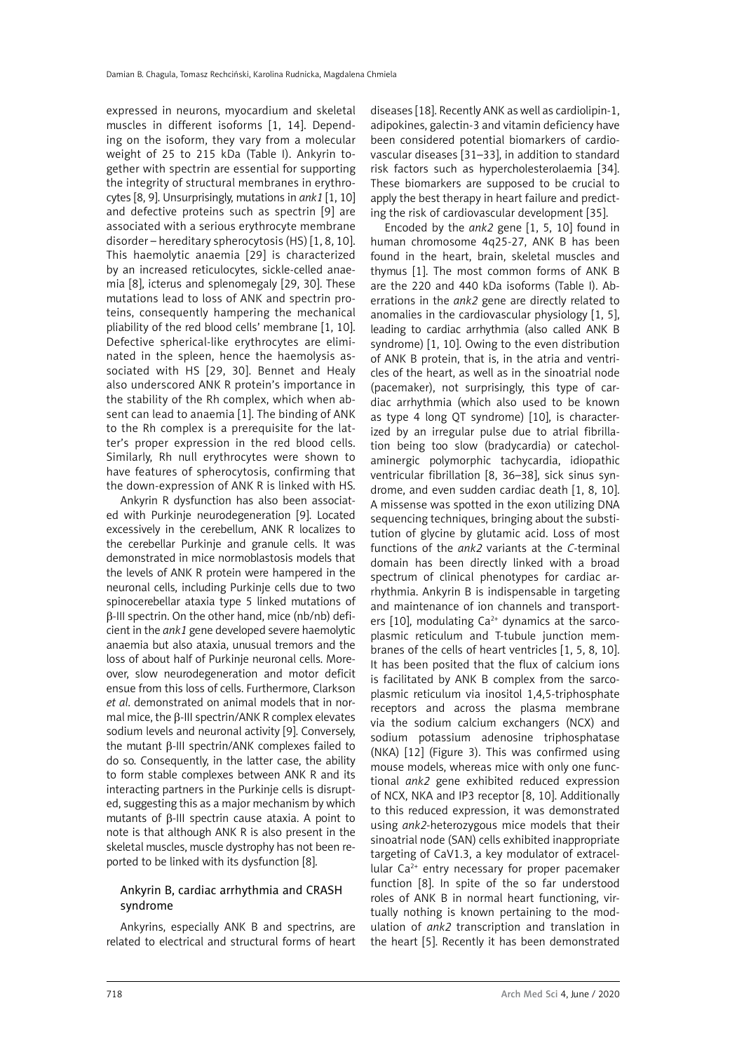expressed in neurons, myocardium and skeletal muscles in different isoforms [1, 14]. Depending on the isoform, they vary from a molecular weight of 25 to 215 kDa (Table I). Ankyrin together with spectrin are essential for supporting the integrity of structural membranes in erythrocytes [8, 9]. Unsurprisingly, mutations in *ank1* [1, 10] and defective proteins such as spectrin [9] are associated with a serious erythrocyte membrane disorder – hereditary spherocytosis (HS) [1, 8, 10]. This haemolytic anaemia [29] is characterized by an increased reticulocytes, sickle-celled anaemia [8], icterus and splenomegaly [29, 30]. These mutations lead to loss of ANK and spectrin proteins, consequently hampering the mechanical pliability of the red blood cells' membrane [1, 10]. Defective spherical-like erythrocytes are eliminated in the spleen, hence the haemolysis associated with HS [29, 30]. Bennet and Healy also underscored ANK R protein's importance in the stability of the Rh complex, which when absent can lead to anaemia [1]. The binding of ANK to the Rh complex is a prerequisite for the latter's proper expression in the red blood cells. Similarly, Rh null erythrocytes were shown to have features of spherocytosis, confirming that the down-expression of ANK R is linked with HS.

Ankyrin R dysfunction has also been associated with Purkinje neurodegeneration [9]. Located excessively in the cerebellum, ANK R localizes to the cerebellar Purkinje and granule cells. It was demonstrated in mice normoblastosis models that the levels of ANK R protein were hampered in the neuronal cells, including Purkinje cells due to two spinocerebellar ataxia type 5 linked mutations of β-III spectrin. On the other hand, mice (nb/nb) deficient in the *ank1* gene developed severe haemolytic anaemia but also ataxia, unusual tremors and the loss of about half of Purkinje neuronal cells. Moreover, slow neurodegeneration and motor deficit ensue from this loss of cells. Furthermore, Clarkson *et al*. demonstrated on animal models that in normal mice, the β-III spectrin/ANK R complex elevates sodium levels and neuronal activity [9]. Conversely, the mutant β-III spectrin/ANK complexes failed to do so. Consequently, in the latter case, the ability to form stable complexes between ANK R and its interacting partners in the Purkinje cells is disrupted, suggesting this as a major mechanism by which mutants of β-III spectrin cause ataxia. A point to note is that although ANK R is also present in the skeletal muscles, muscle dystrophy has not been reported to be linked with its dysfunction [8].

## Ankyrin B, cardiac arrhythmia and CRASH syndrome

Ankyrins, especially ANK B and spectrins, are related to electrical and structural forms of heart diseases [18]. Recently ANK as well as cardiolipin-1, adipokines, galectin-3 and vitamin deficiency have been considered potential biomarkers of cardiovascular diseases [31–33], in addition to standard risk factors such as hypercholesterolaemia [34]. These biomarkers are supposed to be crucial to apply the best therapy in heart failure and predicting the risk of cardiovascular development [35].

Encoded by the *ank2* gene [1, 5, 10] found in human chromosome 4q25-27, ANK B has been found in the heart, brain, skeletal muscles and thymus [1]. The most common forms of ANK B are the 220 and 440 kDa isoforms (Table I). Aberrations in the *ank2* gene are directly related to anomalies in the cardiovascular physiology [1, 5], leading to cardiac arrhythmia (also called ANK B syndrome) [1, 10]. Owing to the even distribution of ANK B protein, that is, in the atria and ventricles of the heart, as well as in the sinoatrial node (pacemaker), not surprisingly, this type of cardiac arrhythmia (which also used to be known as type 4 long QT syndrome) [10], is characterized by an irregular pulse due to atrial fibrillation being too slow (bradycardia) or catecholaminergic polymorphic tachycardia, idiopathic ventricular fibrillation [8, 36–38], sick sinus syndrome, and even sudden cardiac death [1, 8, 10]. A missense was spotted in the exon utilizing DNA sequencing techniques, bringing about the substitution of glycine by glutamic acid. Loss of most functions of the *ank2* variants at the *C*-terminal domain has been directly linked with a broad spectrum of clinical phenotypes for cardiac arrhythmia. Ankyrin B is indispensable in targeting and maintenance of ion channels and transporters [10], modulating $Ca^{2+}$ dynamics at the sarcoplasmic reticulum and T-tubule junction membranes of the cells of heart ventricles [1, 5, 8, 10]. It has been posited that the flux of calcium ions is facilitated by ANK B complex from the sarcoplasmic reticulum via inositol 1,4,5-triphosphate receptors and across the plasma membrane via the sodium calcium exchangers (NCX) and sodium potassium adenosine triphosphatase (NKA) [12] (Figure 3). This was confirmed using mouse models, whereas mice with only one functional *ank2* gene exhibited reduced expression of NCX, NKA and IP3 receptor [8, 10]. Additionally to this reduced expression, it was demonstrated using *ank2*-heterozygous mice models that their sinoatrial node (SAN) cells exhibited inappropriate targeting of CaV1.3, a key modulator of extracellular $Ca^{2+}$ entry necessary for proper pacemaker function [8]. In spite of the so far understood roles of ANK B in normal heart functioning, virtually nothing is known pertaining to the modulation of *ank2* transcription and translation in the heart [5]. Recently it has been demonstrated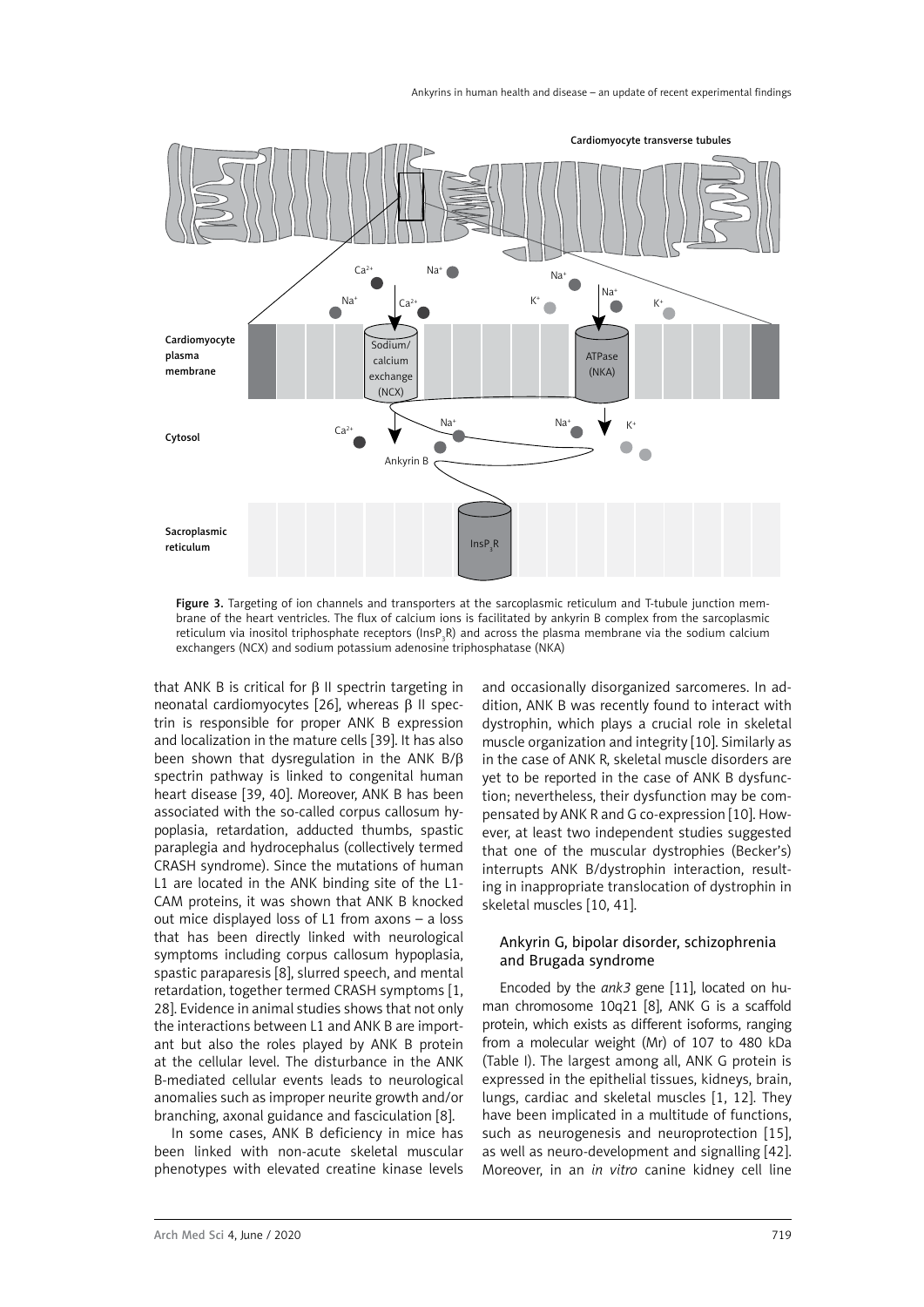Figure 3. Targeting of ion channels and transporters at the sarcoplasmic reticulum and T-tubule junction membrane of the heart ventricles. The flux of calcium ions is facilitated by ankyrin B complex from the sarcoplasmic reticulum via inositol triphosphate receptors ($InsP_3R$) and across the plasma membrane via the sodium calcium exchangers (NCX) and sodium potassium adenosine triphosphatase (NKA)

that ANK B is critical for β II spectrin targeting in neonatal cardiomyocytes [26], whereas β II spectrin is responsible for proper ANK B expression and localization in the mature cells [39]. It has also been shown that dysregulation in the ANK B/β spectrin pathway is linked to congenital human heart disease [39, 40]. Moreover, ANK B has been associated with the so-called corpus callosum hypoplasia, retardation, adducted thumbs, spastic paraplegia and hydrocephalus (collectively termed CRASH syndrome). Since the mutations of human L1 are located in the ANK binding site of the L1-CAM proteins, it was shown that ANK B knocked out mice displayed loss of L1 from axons – a loss that has been directly linked with neurological symptoms including corpus callosum hypoplasia, spastic paraparesis [8], slurred speech, and mental retardation, together termed CRASH symptoms [1, 28]. Evidence in animal studies shows that not only the interactions between L1 and ANK B are important but also the roles played by ANK B protein at the cellular level. The disturbance in the ANK B-mediated cellular events leads to neurological anomalies such as improper neurite growth and/or branching, axonal guidance and fasciculation [8].

In some cases, ANK B deficiency in mice has been linked with non-acute skeletal muscular phenotypes with elevated creatine kinase levels and occasionally disorganized sarcomeres. In addition, ANK B was recently found to interact with dystrophin, which plays a crucial role in skeletal muscle organization and integrity [10]. Similarly as in the case of ANK R, skeletal muscle disorders are yet to be reported in the case of ANK B dysfunction; nevertheless, their dysfunction may be compensated by ANK R and G co-expression [10]. However, at least two independent studies suggested that one of the muscular dystrophies (Becker's) interrupts ANK B/dystrophin interaction, resulting in inappropriate translocation of dystrophin in skeletal muscles [10, 41].

## Ankyrin G, bipolar disorder, schizophrenia and Brugada syndrome

Encoded by the *ank3* gene [11], located on human chromosome 10q21 [8], ANK G is a scaffold protein, which exists as different isoforms, ranging from a molecular weight (Mr) of 107 to 480 kDa (Table I). The largest among all, ANK G protein is expressed in the epithelial tissues, kidneys, brain, lungs, cardiac and skeletal muscles [1, 12]. They have been implicated in a multitude of functions, such as neurogenesis and neuroprotection [15], as well as neuro-development and signalling [42]. Moreover, in an *in vitro* canine kidney cell line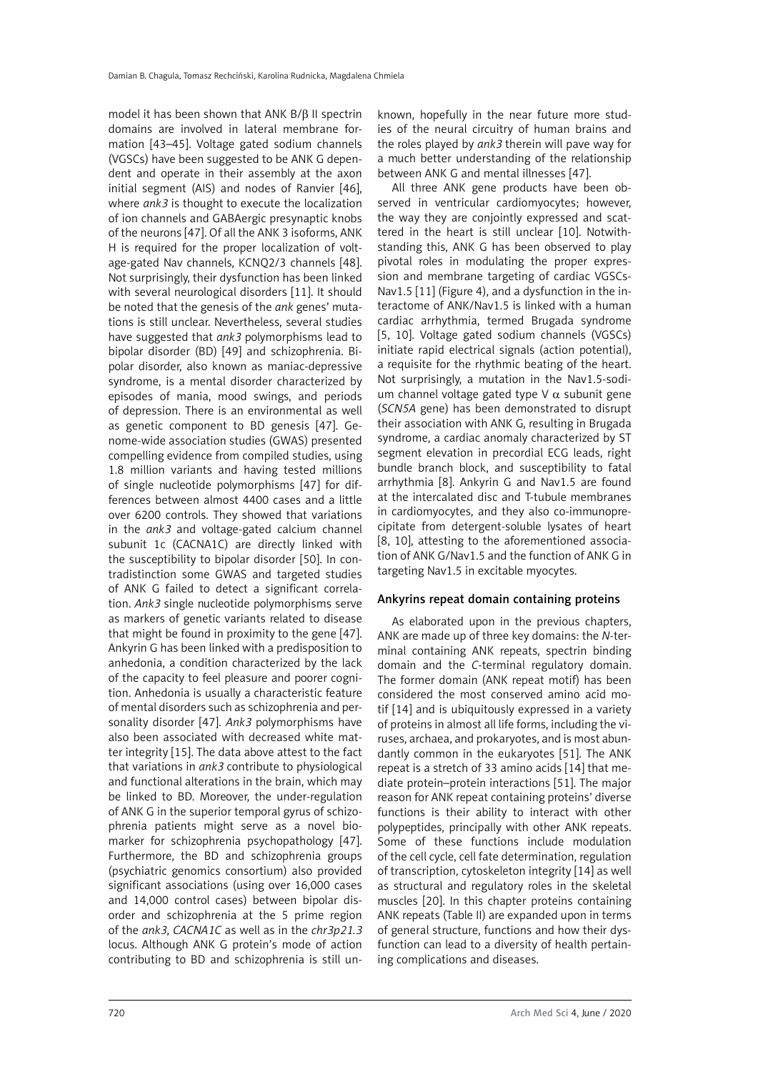model it has been shown that ANK B/β II spectrin domains are involved in lateral membrane formation [43–45]. Voltage gated sodium channels (VGSCs) have been suggested to be ANK G dependent and operate in their assembly at the axon initial segment (AIS) and nodes of Ranvier [46], where *ank3* is thought to execute the localization of ion channels and GABAergic presynaptic knobs of the neurons [47]. Of all the ANK 3 isoforms, ANK H is required for the proper localization of voltage-gated Nav channels, KCNQ2/3 channels [48]. Not surprisingly, their dysfunction has been linked with several neurological disorders [11]. It should be noted that the genesis of the *ank* genes' mutations is still unclear. Nevertheless, several studies have suggested that *ank3* polymorphisms lead to bipolar disorder (BD) [49] and schizophrenia. Bipolar disorder, also known as maniac-depressive syndrome, is a mental disorder characterized by episodes of mania, mood swings, and periods of depression. There is an environmental as well as genetic component to BD genesis [47]. Genome-wide association studies (GWAS) presented compelling evidence from compiled studies, using 1.8 million variants and having tested millions of single nucleotide polymorphisms [47] for differences between almost 4400 cases and a little over 6200 controls. They showed that variations in the *ank3* and voltage-gated calcium channel subunit 1c (CACNA1C) are directly linked with the susceptibility to bipolar disorder [50]. In contradistinction some GWAS and targeted studies of ANK G failed to detect a significant correlation. *Ank3* single nucleotide polymorphisms serve as markers of genetic variants related to disease that might be found in proximity to the gene [47]. Ankyrin G has been linked with a predisposition to anhedonia, a condition characterized by the lack of the capacity to feel pleasure and poorer cognition. Anhedonia is usually a characteristic feature of mental disorders such as schizophrenia and personality disorder [47]. *Ank3* polymorphisms have also been associated with decreased white matter integrity [15]. The data above attest to the fact that variations in *ank3* contribute to physiological and functional alterations in the brain, which may be linked to BD. Moreover, the under-regulation of ANK G in the superior temporal gyrus of schizophrenia patients might serve as a novel biomarker for schizophrenia psychopathology [47]. Furthermore, the BD and schizophrenia groups (psychiatric genomics consortium) also provided significant associations (using over 16,000 cases and 14,000 control cases) between bipolar disorder and schizophrenia at the 5 prime region of the *ank3*, *CACNA1C* as well as in the *chr3p21.3* locus. Although ANK G protein's mode of action contributing to BD and schizophrenia is still unknown, hopefully in the near future more studies of the neural circuitry of human brains and the roles played by *ank3* therein will pave way for a much better understanding of the relationship between ANK G and mental illnesses [47].

All three ANK gene products have been observed in ventricular cardiomyocytes; however, the way they are conjointly expressed and scattered in the heart is still unclear [10]. Notwithstanding this, ANK G has been observed to play pivotal roles in modulating the proper expression and membrane targeting of cardiac VGSCs-Nav1.5 [11] (Figure 4), and a dysfunction in the interactome of ANK/Nav1.5 is linked with a human cardiac arrhythmia, termed Brugada syndrome [5, 10]. Voltage gated sodium channels (VGSCs) initiate rapid electrical signals (action potential), a requisite for the rhythmic beating of the heart. Not surprisingly, a mutation in the Nav1.5-sodium channel voltage gated type V α subunit gene (*SCN5A* gene) has been demonstrated to disrupt their association with ANK G, resulting in Brugada syndrome, a cardiac anomaly characterized by ST segment elevation in precordial ECG leads, right bundle branch block, and susceptibility to fatal arrhythmia [8]. Ankyrin G and Nav1.5 are found at the intercalated disc and T-tubule membranes in cardiomyocytes, and they also co-immunoprecipitate from detergent-soluble lysates of heart [8, 10], attesting to the aforementioned association of ANK G/Nav1.5 and the function of ANK G in targeting Nav1.5 in excitable myocytes.

## Ankyrins repeat domain containing proteins

As elaborated upon in the previous chapters, ANK are made up of three key domains: the *N*-terminal containing ANK repeats, spectrin binding domain and the *C*-terminal regulatory domain. The former domain (ANK repeat motif) has been considered the most conserved amino acid motif [14] and is ubiquitously expressed in a variety of proteins in almost all life forms, including the viruses, archaea, and prokaryotes, and is most abundantly common in the eukaryotes [51]. The ANK repeat is a stretch of 33 amino acids [14] that mediate protein–protein interactions [51]. The major reason for ANK repeat containing proteins' diverse functions is their ability to interact with other polypeptides, principally with other ANK repeats. Some of these functions include modulation of the cell cycle, cell fate determination, regulation of transcription, cytoskeleton integrity [14] as well as structural and regulatory roles in the skeletal muscles [20]. In this chapter proteins containing ANK repeats (Table II) are expanded upon in terms of general structure, functions and how their dysfunction can lead to a diversity of health pertaining complications and diseases.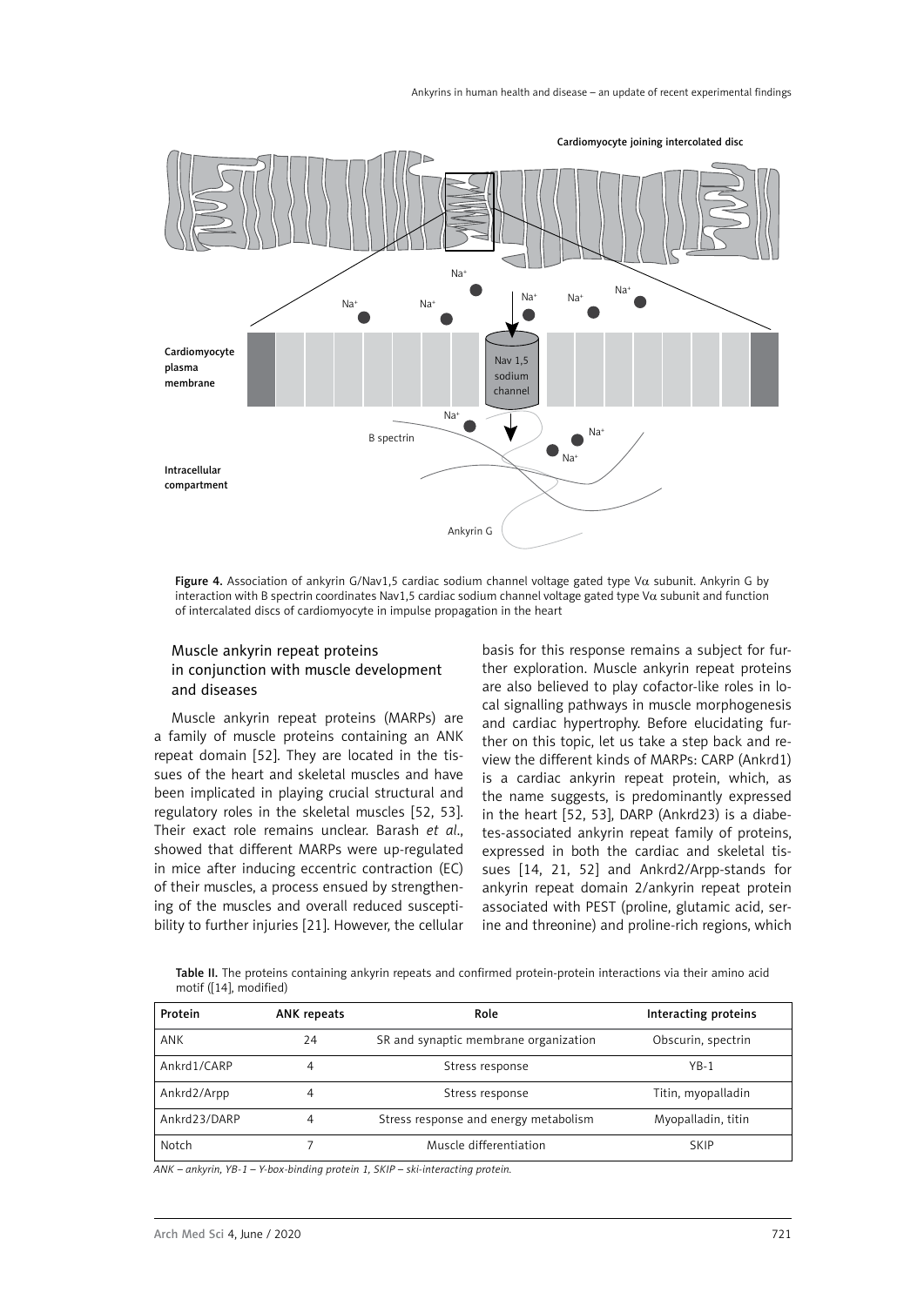Figure 4. Association of ankyrin G/Nav1,5 cardiac sodium channel voltage gated type Vα subunit. Ankyrin G by interaction with B spectrin coordinates Nav1,5 cardiac sodium channel voltage gated type Vα subunit and function of intercalated discs of cardiomyocyte in impulse propagation in the heart

## Muscle ankyrin repeat proteins in conjunction with muscle development and diseases

Muscle ankyrin repeat proteins (MARPs) are a family of muscle proteins containing an ANK repeat domain [52]. They are located in the tissues of the heart and skeletal muscles and have been implicated in playing crucial structural and regulatory roles in the skeletal muscles [52, 53]. Their exact role remains unclear. Barash *et al*., showed that different MARPs were up-regulated in mice after inducing eccentric contraction (EC) of their muscles, a process ensued by strengthening of the muscles and overall reduced susceptibility to further injuries [21]. However, the cellular basis for this response remains a subject for further exploration. Muscle ankyrin repeat proteins are also believed to play cofactor-like roles in local signalling pathways in muscle morphogenesis and cardiac hypertrophy. Before elucidating further on this topic, let us take a step back and review the different kinds of MARPs: CARP (Ankrd1) is a cardiac ankyrin repeat protein, which, as the name suggests, is predominantly expressed in the heart [52, 53], DARP (Ankrd23) is a diabetes-associated ankyrin repeat family of proteins, expressed in both the cardiac and skeletal tissues [14, 21, 52] and Ankrd2/Arpp-stands for ankyrin repeat domain 2/ankyrin repeat protein associated with PEST (proline, glutamic acid, serine and threonine) and proline-rich regions, which

Table II. The proteins containing ankyrin repeats and confirmed protein-protein interactions via their amino acid motif ([14], modified)

| Protein | ANK repeats | Role | Interacting proteins |
|---|---|---|---|
| ANK | 24 | SR and synaptic membrane organization | Obscurin, spectrin |
| Ankrd1/CARP | 4 | Stress response | YB-1 |
| Ankrd2/Arpp | 4 | Stress response | Titin, myopalladin |
| Ankrd23/DARP | 4 | Stress response and energy metabolism | Myopalladin, titin |
| Notch | 7 | Muscle differentiation | SKIP |

*ANK – ankyrin, YB-1 – Y-box-binding protein 1, SKIP – ski-interacting protein.*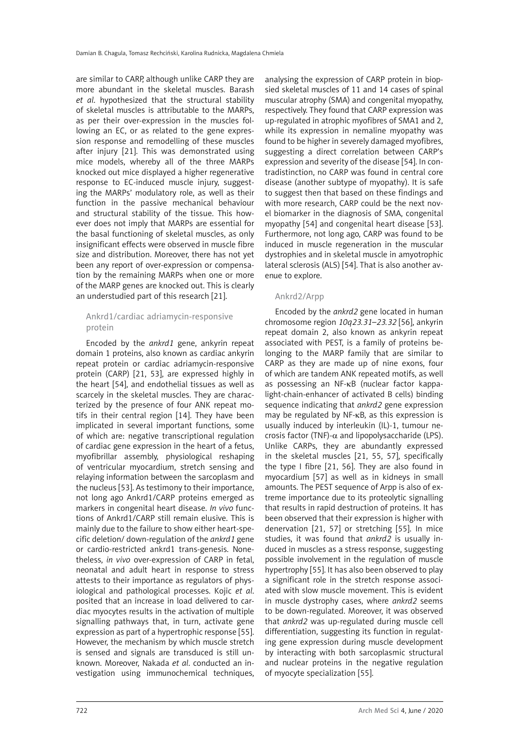are similar to CARP, although unlike CARP they are more abundant in the skeletal muscles. Barash *et al*. hypothesized that the structural stability of skeletal muscles is attributable to the MARPs, as per their over-expression in the muscles following an EC, or as related to the gene expression response and remodelling of these muscles after injury [21]. This was demonstrated using mice models, whereby all of the three MARPs knocked out mice displayed a higher regenerative response to EC-induced muscle injury, suggesting the MARPs' modulatory role, as well as their function in the passive mechanical behaviour and structural stability of the tissue. This however does not imply that MARPs are essential for the basal functioning of skeletal muscles, as only insignificant effects were observed in muscle fibre size and distribution. Moreover, there has not yet been any report of over-expression or compensation by the remaining MARPs when one or more of the MARP genes are knocked out. This is clearly an understudied part of this research [21].

### Ankrd1/cardiac adriamycin-responsive protein

Encoded by the *ankrd1* gene, ankyrin repeat domain 1 proteins, also known as cardiac ankyrin repeat protein or cardiac adriamycin-responsive protein (CARP) [21, 53], are expressed highly in the heart [54], and endothelial tissues as well as scarcely in the skeletal muscles. They are characterized by the presence of four ANK repeat motifs in their central region [14]. They have been implicated in several important functions, some of which are: negative transcriptional regulation of cardiac gene expression in the heart of a fetus, myofibrillar assembly, physiological reshaping of ventricular myocardium, stretch sensing and relaying information between the sarcoplasm and the nucleus [53]. As testimony to their importance, not long ago Ankrd1/CARP proteins emerged as markers in congenital heart disease. *In vivo* functions of Ankrd1/CARP still remain elusive. This is mainly due to the failure to show either heart-specific deletion/ down-regulation of the *ankrd1* gene or cardio-restricted ankrd1 trans-genesis. Nonetheless, *in vivo* over-expression of CARP in fetal, neonatal and adult heart in response to stress attests to their importance as regulators of physiological and pathological processes. Kojic *et al*. posited that an increase in load delivered to cardiac myocytes results in the activation of multiple signalling pathways that, in turn, activate gene expression as part of a hypertrophic response [55]. However, the mechanism by which muscle stretch is sensed and signals are transduced is still unknown. Moreover, Nakada *et al*. conducted an investigation using immunochemical techniques, analysing the expression of CARP protein in biopsied skeletal muscles of 11 and 14 cases of spinal muscular atrophy (SMA) and congenital myopathy, respectively. They found that CARP expression was up-regulated in atrophic myofibres of SMA1 and 2, while its expression in nemaline myopathy was found to be higher in severely damaged myofibres, suggesting a direct correlation between CARP's expression and severity of the disease [54]. In contradistinction, no CARP was found in central core disease (another subtype of myopathy). It is safe to suggest then that based on these findings and with more research, CARP could be the next novel biomarker in the diagnosis of SMA, congenital myopathy [54] and congenital heart disease [53]. Furthermore, not long ago, CARP was found to be induced in muscle regeneration in the muscular dystrophies and in skeletal muscle in amyotrophic lateral sclerosis (ALS) [54]. That is also another avenue to explore.

### Ankrd2/Arpp

Encoded by the *ankrd2* gene located in human chromosome region *10q23.31–23.32* [56], ankyrin repeat domain 2, also known as ankyrin repeat associated with PEST, is a family of proteins belonging to the MARP family that are similar to CARP as they are made up of nine exons, four of which are tandem ANK repeated motifs, as well as possessing an NF-κB (nuclear factor kappa-light-chain-enhancer of activated B cells) binding sequence indicating that *ankrd2* gene expression may be regulated by NF-κB, as this expression is usually induced by interleukin (IL)-1, tumour necrosis factor (TNF)-α and lipopolysaccharide (LPS). Unlike CARPs, they are abundantly expressed in the skeletal muscles [21, 55, 57], specifically the type I fibre [21, 56]. They are also found in myocardium [57] as well as in kidneys in small amounts. The PEST sequence of Arpp is also of extreme importance due to its proteolytic signalling that results in rapid destruction of proteins. It has been observed that their expression is higher with denervation [21, 57] or stretching [55]. In mice studies, it was found that *ankrd2* is usually induced in muscles as a stress response, suggesting possible involvement in the regulation of muscle hypertrophy [55]. It has also been observed to play a significant role in the stretch response associated with slow muscle movement. This is evident in muscle dystrophy cases, where *ankrd2* seems to be down-regulated. Moreover, it was observed that *ankrd2* was up-regulated during muscle cell differentiation, suggesting its function in regulating gene expression during muscle development by interacting with both sarcoplasmic structural and nuclear proteins in the negative regulation of myocyte specialization [55].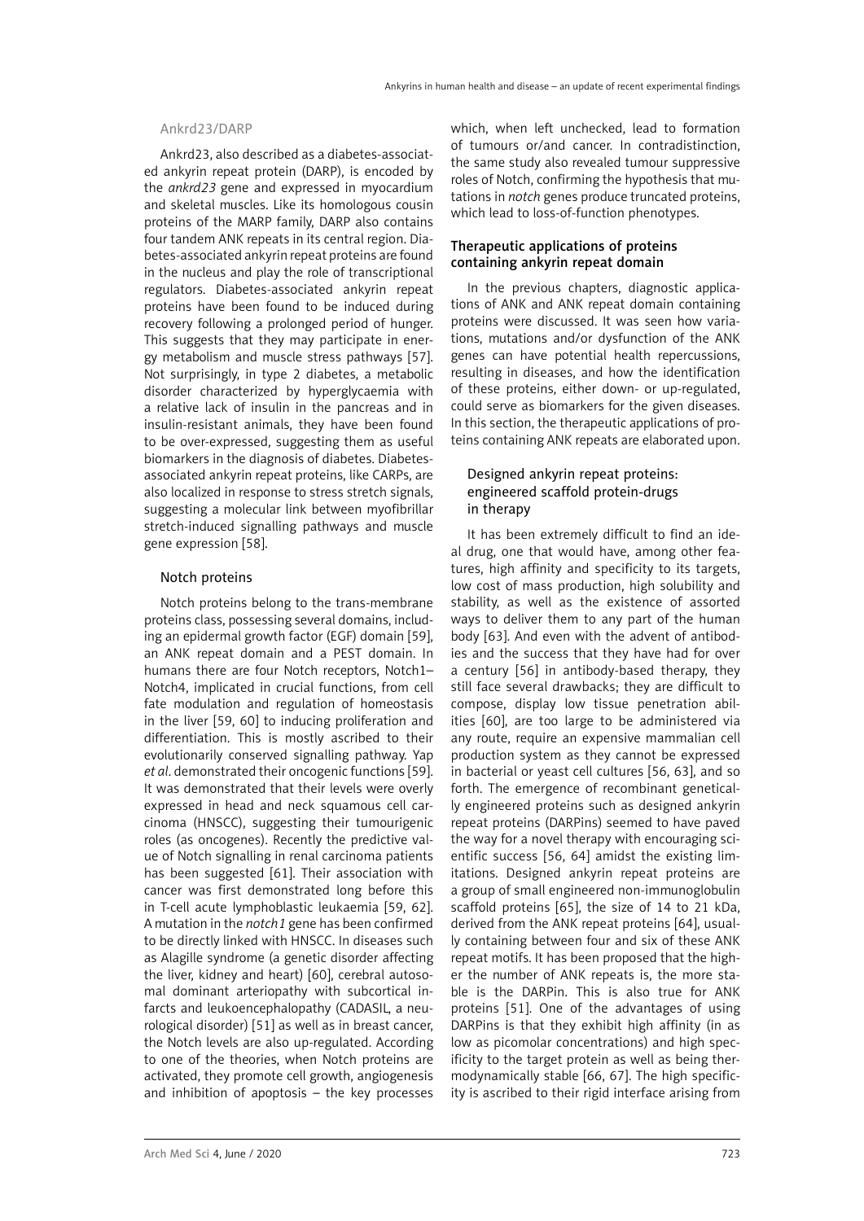### Ankrd23/DARP

Ankrd23, also described as a diabetes-associated ankyrin repeat protein (DARP), is encoded by the *ankrd23* gene and expressed in myocardium and skeletal muscles. Like its homologous cousin proteins of the MARP family, DARP also contains four tandem ANK repeats in its central region. Diabetes-associated ankyrin repeat proteins are found in the nucleus and play the role of transcriptional regulators. Diabetes-associated ankyrin repeat proteins have been found to be induced during recovery following a prolonged period of hunger. This suggests that they may participate in energy metabolism and muscle stress pathways [57]. Not surprisingly, in type 2 diabetes, a metabolic disorder characterized by hyperglycaemia with a relative lack of insulin in the pancreas and in insulin-resistant animals, they have been found to be over-expressed, suggesting them as useful biomarkers in the diagnosis of diabetes. Diabetes-associated ankyrin repeat proteins, like CARPs, are also localized in response to stress stretch signals, suggesting a molecular link between myofibrillar stretch-induced signalling pathways and muscle gene expression [58].

### Notch proteins

Notch proteins belong to the trans-membrane proteins class, possessing several domains, including an epidermal growth factor (EGF) domain [59], an ANK repeat domain and a PEST domain. In humans there are four Notch receptors, Notch1–Notch4, implicated in crucial functions, from cell fate modulation and regulation of homeostasis in the liver [59, 60] to inducing proliferation and differentiation. This is mostly ascribed to their evolutionarily conserved signalling pathway. Yap *et al*. demonstrated their oncogenic functions [59]. It was demonstrated that their levels were overly expressed in head and neck squamous cell carcinoma (HNSCC), suggesting their tumourigenic roles (as oncogenes). Recently the predictive value of Notch signalling in renal carcinoma patients has been suggested [61]. Their association with cancer was first demonstrated long before this in T-cell acute lymphoblastic leukaemia [59, 62]. A mutation in the *notch1* gene has been confirmed to be directly linked with HNSCC. In diseases such as Alagille syndrome (a genetic disorder affecting the liver, kidney and heart) [60], cerebral autosomal dominant arteriopathy with subcortical infarcts and leukoencephalopathy (CADASIL, a neurological disorder) [51] as well as in breast cancer, the Notch levels are also up-regulated. According to one of the theories, when Notch proteins are activated, they promote cell growth, angiogenesis and inhibition of apoptosis – the key processes which, when left unchecked, lead to formation of tumours or/and cancer. In contradistinction, the same study also revealed tumour suppressive roles of Notch, confirming the hypothesis that mutations in *notch* genes produce truncated proteins, which lead to loss-of-function phenotypes.

## Therapeutic applications of proteins containing ankyrin repeat domain

In the previous chapters, diagnostic applications of ANK and ANK repeat domain containing proteins were discussed. It was seen how variations, mutations and/or dysfunction of the ANK genes can have potential health repercussions, resulting in diseases, and how the identification of these proteins, either down- or up-regulated, could serve as biomarkers for the given diseases. In this section, the therapeutic applications of proteins containing ANK repeats are elaborated upon.

### Designed ankyrin repeat proteins: engineered scaffold protein-drugs in therapy

It has been extremely difficult to find an ideal drug, one that would have, among other features, high affinity and specificity to its targets, low cost of mass production, high solubility and stability, as well as the existence of assorted ways to deliver them to any part of the human body [63]. And even with the advent of antibodies and the success that they have had for over a century [56] in antibody-based therapy, they still face several drawbacks; they are difficult to compose, display low tissue penetration abilities [60], are too large to be administered via any route, require an expensive mammalian cell production system as they cannot be expressed in bacterial or yeast cell cultures [56, 63], and so forth. The emergence of recombinant genetically engineered proteins such as designed ankyrin repeat proteins (DARPins) seemed to have paved the way for a novel therapy with encouraging scientific success [56, 64] amidst the existing limitations. Designed ankyrin repeat proteins are a group of small engineered non-immunoglobulin scaffold proteins [65], the size of 14 to 21 kDa, derived from the ANK repeat proteins [64], usually containing between four and six of these ANK repeat motifs. It has been proposed that the higher the number of ANK repeats is, the more stable is the DARPin. This is also true for ANK proteins [51]. One of the advantages of using DARPins is that they exhibit high affinity (in as low as picomolar concentrations) and high specificity to the target protein as well as being thermodynamically stable [66, 67]. The high specificity is ascribed to their rigid interface arising from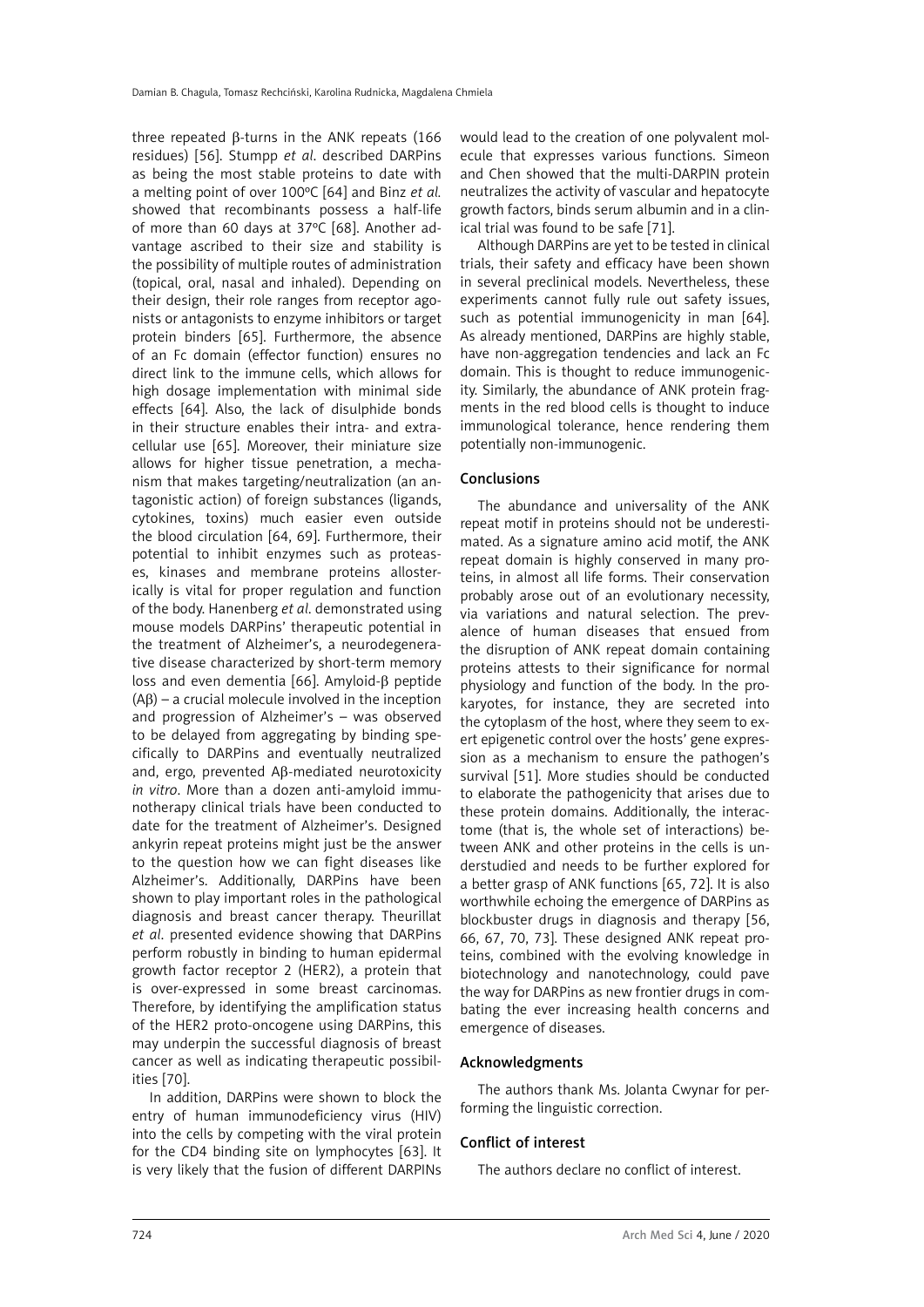three repeated β-turns in the ANK repeats (166 residues) [56]. Stumpp *et al.* described DARPins as being the most stable proteins to date with a melting point of over 100°C [64] and Binz *et al.* showed that recombinants possess a half-life of more than 60 days at 37°C [68]. Another advantage ascribed to their size and stability is the possibility of multiple routes of administration (topical, oral, nasal and inhaled). Depending on their design, their role ranges from receptor agonists or antagonists to enzyme inhibitors or target protein binders [65]. Furthermore, the absence of an Fc domain (effector function) ensures no direct link to the immune cells, which allows for high dosage implementation with minimal side effects [64]. Also, the lack of disulphide bonds in their structure enables their intra- and extracellular use [65]. Moreover, their miniature size allows for higher tissue penetration, a mechanism that makes targeting/neutralization (an antagonistic action) of foreign substances (ligands, cytokines, toxins) much easier even outside the blood circulation [64, 69]. Furthermore, their potential to inhibit enzymes such as proteases, kinases and membrane proteins allosterically is vital for proper regulation and function of the body. Hanenberg *et al*. demonstrated using mouse models DARPins' therapeutic potential in the treatment of Alzheimer's, a neurodegenerative disease characterized by short-term memory loss and even dementia [66]. Amyloid-β peptide (Aβ) – a crucial molecule involved in the inception and progression of Alzheimer's – was observed to be delayed from aggregating by binding specifically to DARPins and eventually neutralized and, ergo, prevented Aβ-mediated neurotoxicity *in vitro*. More than a dozen anti-amyloid immunotherapy clinical trials have been conducted to date for the treatment of Alzheimer's. Designed ankyrin repeat proteins might just be the answer to the question how we can fight diseases like Alzheimer's. Additionally, DARPins have been shown to play important roles in the pathological diagnosis and breast cancer therapy. Theurillat *et al*. presented evidence showing that DARPins perform robustly in binding to human epidermal growth factor receptor 2 (HER2), a protein that is over-expressed in some breast carcinomas. Therefore, by identifying the amplification status of the HER2 proto-oncogene using DARPins, this may underpin the successful diagnosis of breast cancer as well as indicating therapeutic possibilities [70].

In addition, DARPins were shown to block the entry of human immunodeficiency virus (HIV) into the cells by competing with the viral protein for the CD4 binding site on lymphocytes [63]. It is very likely that the fusion of different DARPINs would lead to the creation of one polyvalent molecule that expresses various functions. Simeon and Chen showed that the multi-DARPIN protein neutralizes the activity of vascular and hepatocyte growth factors, binds serum albumin and in a clinical trial was found to be safe [71].

Although DARPins are yet to be tested in clinical trials, their safety and efficacy have been shown in several preclinical models. Nevertheless, these experiments cannot fully rule out safety issues, such as potential immunogenicity in man [64]. As already mentioned, DARPins are highly stable, have non-aggregation tendencies and lack an Fc domain. This is thought to reduce immunogenicity. Similarly, the abundance of ANK protein fragments in the red blood cells is thought to induce immunological tolerance, hence rendering them potentially non-immunogenic.

## Conclusions

The abundance and universality of the ANK repeat motif in proteins should not be underestimated. As a signature amino acid motif, the ANK repeat domain is highly conserved in many proteins, in almost all life forms. Their conservation probably arose out of an evolutionary necessity, via variations and natural selection. The prevalence of human diseases that ensued from the disruption of ANK repeat domain containing proteins attests to their significance for normal physiology and function of the body. In the prokaryotes, for instance, they are secreted into the cytoplasm of the host, where they seem to exert epigenetic control over the hosts' gene expression as a mechanism to ensure the pathogen's survival [51]. More studies should be conducted to elaborate the pathogenicity that arises due to these protein domains. Additionally, the interactome (that is, the whole set of interactions) between ANK and other proteins in the cells is understudied and needs to be further explored for a better grasp of ANK functions [65, 72]. It is also worthwhile echoing the emergence of DARPins as blockbuster drugs in diagnosis and therapy [56, 66, 67, 70, 73]. These designed ANK repeat proteins, combined with the evolving knowledge in biotechnology and nanotechnology, could pave the way for DARPins as new frontier drugs in combating the ever increasing health concerns and emergence of diseases.

## Acknowledgments

The authors thank Ms. Jolanta Cwynar for performing the linguistic correction.

## Conflict of interest

The authors declare no conflict of interest.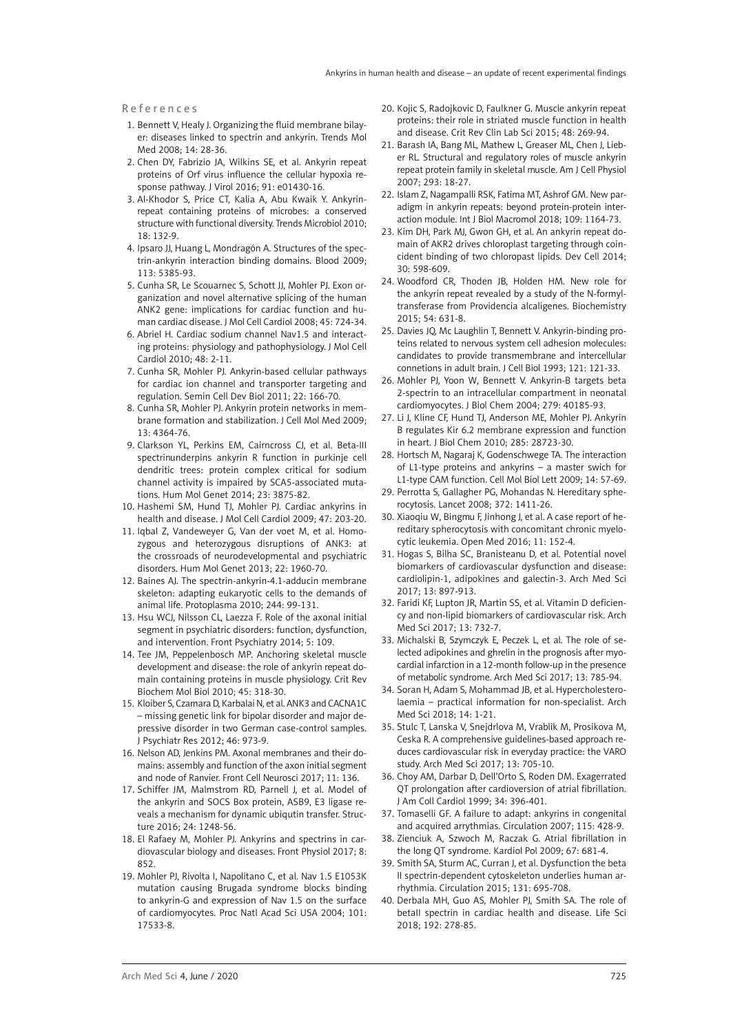## References

1. Bennett V, Healy J. Organizing the fluid membrane bilayer: diseases linked to spectrin and ankyrin. Trends Mol Med 2008; 14: 28-36.
2. Chen DY, Fabrizio JA, Wilkins SE, et al. Ankyrin repeat proteins of Orf virus influence the cellular hypoxia response pathway. J Virol 2016; 91: e01430-16.
3. Al-Khodor S, Price CT, Kalia A, Abu Kwaik Y. Ankyrin-repeat containing proteins of microbes: a conserved structure with functional diversity. Trends Microbiol 2010; 18: 132-9.
4. Ipsaro JJ, Huang L, Mondragón A. Structures of the spectrin-ankyrin interaction binding domains. Blood 2009; 113: 5385-93.
5. Cunha SR, Le Scouarnec S, Schott JJ, Mohler PJ. Exon organization and novel alternative splicing of the human ANK2 gene: implications for cardiac function and human cardiac disease. J Mol Cell Cardiol 2008; 45: 724-34.
6. Abriel H. Cardiac sodium channel Nav1.5 and interacting proteins: physiology and pathophysiology. J Mol Cell Cardiol 2010; 48: 2-11.
7. Cunha SR, Mohler PJ. Ankyrin-based cellular pathways for cardiac ion channel and transporter targeting and regulation. Semin Cell Dev Biol 2011; 22: 166-70.
8. Cunha SR, Mohler PJ. Ankyrin protein networks in membrane formation and stabilization. J Cell Mol Med 2009; 13: 4364-76.
9. Clarkson YL, Perkins EM, Cairncross CJ, et al. Beta-III spectrinunderpins ankyrin R function in purkinje cell dendritic trees: protein complex critical for sodium channel activity is impaired by SCA5-associated mutations. Hum Mol Genet 2014; 23: 3875-82.
10. Hashemi SM, Hund TJ, Mohler PJ. Cardiac ankyrins in health and disease. J Mol Cell Cardiol 2009; 47: 203-20.
11. Iqbal Z, Vandeweyer G, Van der voet M, et al. Homozygous and heterozygous disruptions of ANK3: at the crossroads of neurodevelopmental and psychiatric disorders. Hum Mol Genet 2013; 22: 1960-70.
12. Baines AJ. The spectrin-ankyrin-4.1-adducin membrane skeleton: adapting eukaryotic cells to the demands of animal life. Protoplasma 2010; 244: 99-131.
13. Hsu WCJ, Nilsson CL, Laezza F. Role of the axonal initial segment in psychiatric disorders: function, dysfunction, and intervention. Front Psychiatry 2014; 5: 109.
14. Tee JM, Peppelenbosch MP. Anchoring skeletal muscle development and disease: the role of ankyrin repeat domain containing proteins in muscle physiology. Crit Rev Biochem Mol Biol 2010; 45: 318-30.
15. Kloiber S, Czamara D, Karbalai N, et al. ANK3 and CACNA1C – missing genetic link for bipolar disorder and major depressive disorder in two German case-control samples. J Psychiatr Res 2012; 46: 973-9.
16. Nelson AD, Jenkins PM. Axonal membranes and their domains: assembly and function of the axon initial segment and node of Ranvier. Front Cell Neurosci 2017; 11: 136.
17. Schiffer JM, Malmstrom RD, Parnell J, et al. Model of the ankyrin and SOCS Box protein, ASB9, E3 ligase reveals a mechanism for dynamic ubiqutin transfer. Structure 2016; 24: 1248-56.
18. El Rafaey M, Mohler PJ. Ankyrins and spectrins in cardiovascular biology and diseases. Front Physiol 2017; 8: 852.
19. Mohler PJ, Rivolta I, Napolitano C, et al. Nav 1.5 E1053K mutation causing Brugada syndrome blocks binding to ankyrin-G and expression of Nav 1.5 on the surface of cardiomyocytes. Proc Natl Acad Sci USA 2004; 101: 17533-8.
20. Kojic S, Radojkovic D, Faulkner G. Muscle ankyrin repeat proteins: their role in striated muscle function in health and disease. Crit Rev Clin Lab Sci 2015; 48: 269-94.
21. Barash IA, Bang ML, Mathew L, Greaser ML, Chen J, Lieber RL. Structural and regulatory roles of muscle ankyrin repeat protein family in skeletal muscle. Am J Cell Physiol 2007; 293: 18-27.
22. Islam Z, Nagampalli RSK, Fatima MT, Ashrof GM. New paradigm in ankyrin repeats: beyond protein-protein interaction module. Int J Biol Macromol 2018; 109: 1164-73.
23. Kim DH, Park MJ, Gwon GH, et al. An ankyrin repeat domain of AKR2 drives chloroplast targeting through coincident binding of two chloropast lipids. Dev Cell 2014; 30: 598-609.
24. Woodford CR, Thoden JB, Holden HM. New role for the ankyrin repeat revealed by a study of the N-formyltransferase from Providencia alcaligenes. Biochemistry 2015; 54: 631-8.
25. Davies JQ, Mc Laughlin T, Bennett V. Ankyrin-binding proteins related to nervous system cell adhesion molecules: candidates to provide transmembrane and intercellular connetions in adult brain. J Cell Biol 1993; 121: 121-33.
26. Mohler PJ, Yoon W, Bennett V. Ankyrin-B targets beta 2-spectrin to an intracellular compartment in neonatal cardiomyocytes. J Biol Chem 2004; 279: 40185-93.
27. Li J, Kline CF, Hund TJ, Anderson ME, Mohler PJ. Ankyrin B regulates Kir 6.2 membrane expression and function in heart. J Biol Chem 2010; 285: 28723-30.
28. Hortsch M, Nagaraj K, Godenschwege TA. The interaction of L1-type proteins and ankyrins – a master swich for L1-type CAM function. Cell Mol Biol Lett 2009; 14: 57-69.
29. Perrotta S, Gallagher PG, Mohandas N. Hereditary spherocytosis. Lancet 2008; 372: 1411-26.
30. Xiaoqiu W, Bingmu F, Jinhong J, et al. A case report of hereditary spherocytosis with concomitant chronic myelocytic leukemia. Open Med 2016; 11: 152-4.
31. Hogas S, Bilha SC, Branisteanu D, et al. Potential novel biomarkers of cardiovascular dysfunction and disease: cardiolipin-1, adipokines and galectin-3. Arch Med Sci 2017; 13: 897-913.
32. Faridi KF, Lupton JR, Martin SS, et al. Vitamin D deficiency and non-lipid biomarkers of cardiovascular risk. Arch Med Sci 2017; 13: 732-7.
33. Michalski B, Szymczyk E, Peczek L, et al. The role of selected adipokines and ghrelin in the prognosis after myocardial infarction in a 12-month follow-up in the presence of metabolic syndrome. Arch Med Sci 2017; 13: 785-94.
34. Soran H, Adam S, Mohammad JB, et al. Hypercholesterolaemia – practical information for non-specialist. Arch Med Sci 2018; 14: 1-21.
35. Stulc T, Lanska V, Snejdrlova M, Vrablik M, Prosikova M, Ceska R. A comprehensive guidelines-based approach reduces cardiovascular risk in everyday practice: the VARO study. Arch Med Sci 2017; 13: 705-10.
36. Choy AM, Darbar D, Dell'Orto S, Roden DM. Exagerrated QT prolongation after cardioversion of atrial fibrillation. J Am Coll Cardiol 1999; 34: 396-401.
37. Tomaselli GF. A failure to adapt: ankyrins in congenital and acquired arrythmias. Circulation 2007; 115: 428-9.
38. Zienciuk A, Szwoch M, Raczak G. Atrial fibrillation in the long QT syndrome. Kardiol Pol 2009; 67: 681-4.
39. Smith SA, Sturm AC, Curran J, et al. Dysfunction the beta II spectrin-dependent cytoskeleton underlies human arrhythmia. Circulation 2015; 131: 695-708.
40. Derbala MH, Guo AS, Mohler PJ, Smith SA. The role of betaII spectrin in cardiac health and disease. Life Sci 2018; 192: 278-85.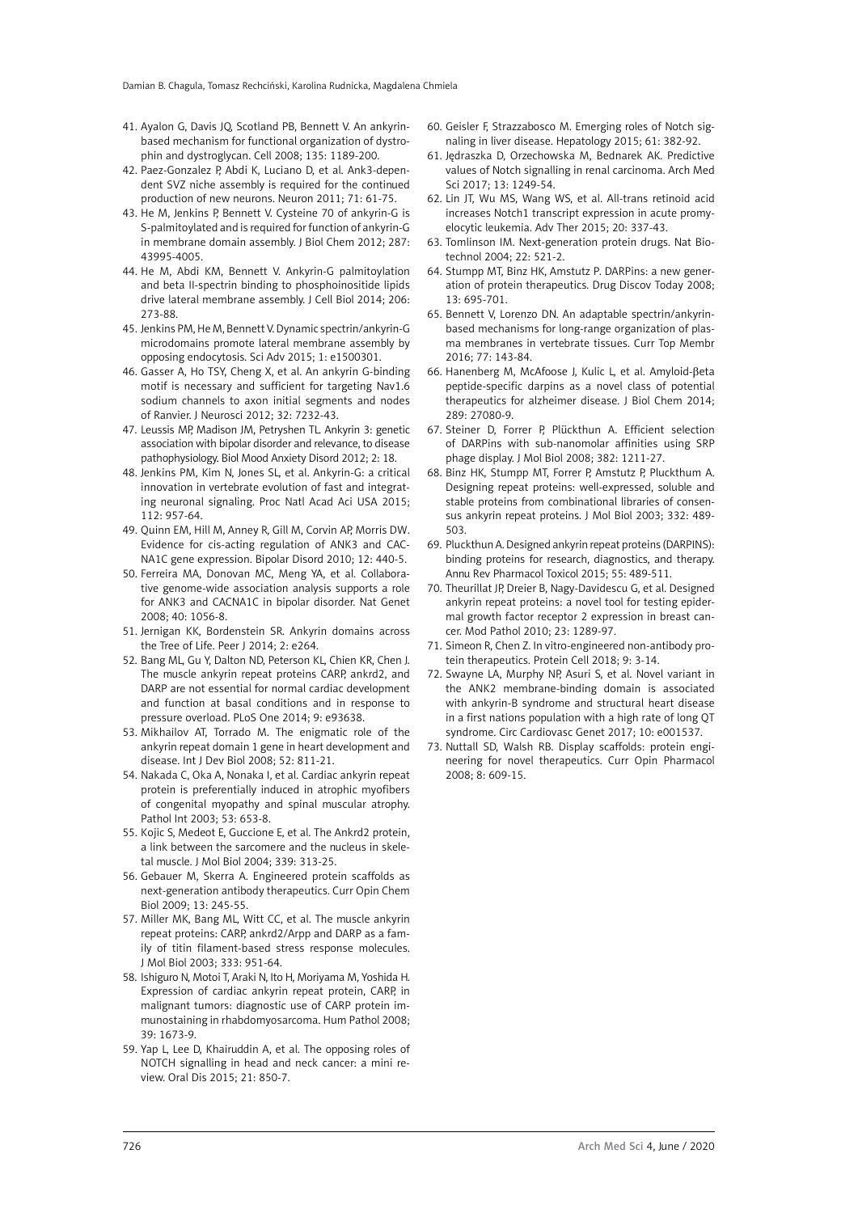41. Ayalon G, Davis JQ, Scotland PB, Bennett V. An ankyrin-based mechanism for functional organization of dystrophin and dystroglycan. Cell 2008; 135: 1189-200.
42. Paez-Gonzalez P, Abdi K, Luciano D, et al. Ank3-dependent SVZ niche assembly is required for the continued production of new neurons. Neuron 2011; 71: 61-75.
43. He M, Jenkins P, Bennett V. Cysteine 70 of ankyrin-G is S-palmitoylated and is required for function of ankyrin-G in membrane domain assembly. J Biol Chem 2012; 287: 43995-4005.
44. He M, Abdi KM, Bennett V. Ankyrin-G palmitoylation and beta II-spectrin binding to phosphoinositide lipids drive lateral membrane assembly. J Cell Biol 2014; 206: 273-88.
45. Jenkins PM, He M, Bennett V. Dynamic spectrin/ankyrin-G microdomains promote lateral membrane assembly by opposing endocytosis. Sci Adv 2015; 1: e1500301.
46. Gasser A, Ho TSY, Cheng X, et al. An ankyrin G-binding motif is necessary and sufficient for targeting Nav1.6 sodium channels to axon initial segments and nodes of Ranvier. J Neurosci 2012; 32: 7232-43.
47. Leussis MP, Madison JM, Petryshen TL. Ankyrin 3: genetic association with bipolar disorder and relevance, to disease pathophysiology. Biol Mood Anxiety Disord 2012; 2: 18.
48. Jenkins PM, Kim N, Jones SL, et al. Ankyrin-G: a critical innovation in vertebrate evolution of fast and integrating neuronal signaling. Proc Natl Acad Aci USA 2015; 112: 957-64.
49. Quinn EM, Hill M, Anney R, Gill M, Corvin AP, Morris DW. Evidence for cis-acting regulation of ANK3 and CACNA1C gene expression. Bipolar Disord 2010; 12: 440-5.
50. Ferreira MA, Donovan MC, Meng YA, et al. Collaborative genome-wide association analysis supports a role for ANK3 and CACNA1C in bipolar disorder. Nat Genet 2008; 40: 1056-8.
51. Jernigan KK, Bordenstein SR. Ankyrin domains across the Tree of Life. Peer J 2014; 2: e264.
52. Bang ML, Gu Y, Dalton ND, Peterson KL, Chien KR, Chen J. The muscle ankyrin repeat proteins CARP, ankrd2, and DARP are not essential for normal cardiac development and function at basal conditions and in response to pressure overload. PLoS One 2014; 9: e93638.
53. Mikhailov AT, Torrado M. The enigmatic role of the ankyrin repeat domain 1 gene in heart development and disease. Int J Dev Biol 2008; 52: 811-21.
54. Nakada C, Oka A, Nonaka I, et al. Cardiac ankyrin repeat protein is preferentially induced in atrophic myofibers of congenital myopathy and spinal muscular atrophy. Pathol Int 2003; 53: 653-8.
55. Kojic S, Medeot E, Guccione E, et al. The Ankrd2 protein, a link between the sarcomere and the nucleus in skeletal muscle. J Mol Biol 2004; 339: 313-25.
56. Gebauer M, Skerra A. Engineered protein scaffolds as next-generation antibody therapeutics. Curr Opin Chem Biol 2009; 13: 245-55.
57. Miller MK, Bang ML, Witt CC, et al. The muscle ankyrin repeat proteins: CARP, ankrd2/Arpp and DARP as a family of titin filament-based stress response molecules. J Mol Biol 2003; 333: 951-64.
58. Ishiguro N, Motoi T, Araki N, Ito H, Moriyama M, Yoshida H. Expression of cardiac ankyrin repeat protein, CARP, in malignant tumors: diagnostic use of CARP protein immunostaining in rhabdomyosarcoma. Hum Pathol 2008; 39: 1673-9.
59. Yap L, Lee D, Khairuddin A, et al. The opposing roles of NOTCH signalling in head and neck cancer: a mini review. Oral Dis 2015; 21: 850-7.
60. Geisler F, Strazzabosco M. Emerging roles of Notch signaling in liver disease. Hepatology 2015; 61: 382-92.
61. Jędraszka D, Orzechowska M, Bednarek AK. Predictive values of Notch signalling in renal carcinoma. Arch Med Sci 2017; 13: 1249-54.
62. Lin JT, Wu MS, Wang WS, et al. All-trans retinoid acid increases Notch1 transcript expression in acute promyelocytic leukemia. Adv Ther 2015; 20: 337-43.
63. Tomlinson IM. Next-generation protein drugs. Nat Biotechnol 2004; 22: 521-2.
64. Stumpp MT, Binz HK, Amstutz P. DARPins: a new generation of protein therapeutics. Drug Discov Today 2008; 13: 695-701.
65. Bennett V, Lorenzo DN. An adaptable spectrin/ankyrin-based mechanisms for long-range organization of plasma membranes in vertebrate tissues. Curr Top Membr 2016; 77: 143-84.
66. Hanenberg M, McAfoose J, Kulic L, et al. Amyloid-βeta peptide-specific darpins as a novel class of potential therapeutics for alzheimer disease. J Biol Chem 2014; 289: 27080-9.
67. Steiner D, Forrer P, Plückthun A. Efficient selection of DARPins with sub-nanomolar affinities using SRP phage display. J Mol Biol 2008; 382: 1211-27.
68. Binz HK, Stumpp MT, Forrer P, Amstutz P, Pluckthum A. Designing repeat proteins: well-expressed, soluble and stable proteins from combinational libraries of consensus ankyrin repeat proteins. J Mol Biol 2003; 332: 489-503.
69. Pluckthun A. Designed ankyrin repeat proteins (DARPINS): binding proteins for research, diagnostics, and therapy. Annu Rev Pharmacol Toxicol 2015; 55: 489-511.
70. Theurillat JP, Dreier B, Nagy-Davidescu G, et al. Designed ankyrin repeat proteins: a novel tool for testing epidermal growth factor receptor 2 expression in breast cancer. Mod Pathol 2010; 23: 1289-97.
71. Simeon R, Chen Z. In vitro-engineered non-antibody protein therapeutics. Protein Cell 2018; 9: 3-14.
72. Swayne LA, Murphy NP, Asuri S, et al. Novel variant in the ANK2 membrane-binding domain is associated with ankyrin-B syndrome and structural heart disease in a first nations population with a high rate of long QT syndrome. Circ Cardiovasc Genet 2017; 10: e001537.
73. Nuttall SD, Walsh RB. Display scaffolds: protein engineering for novel therapeutics. Curr Opin Pharmacol 2008; 8: 609-15.